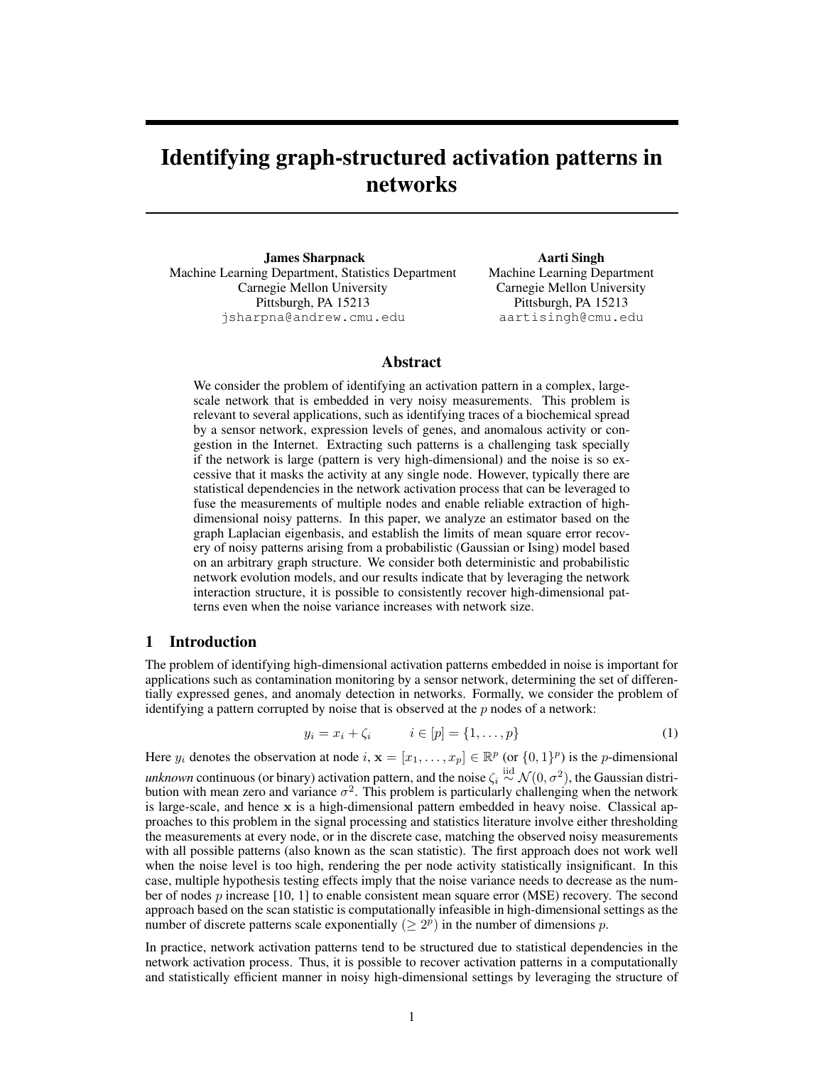# Identifying graph-structured activation patterns in networks

**James Sharpnack**
Machine Learning Department, Statistics Department
Carnegie Mellon University
Pittsburgh, PA 15213
jsharpna@andrew.cmu.edu

**Aarti Singh**
Machine Learning Department
Carnegie Mellon University
Pittsburgh, PA 15213
aartisingh@cmu.edu

## Abstract

We consider the problem of identifying an activation pattern in a complex, large-scale network that is embedded in very noisy measurements. This problem is relevant to several applications, such as identifying traces of a biochemical spread by a sensor network, expression levels of genes, and anomalous activity or congestion in the Internet. Extracting such patterns is a challenging task specially if the network is large (pattern is very high-dimensional) and the noise is so excessive that it masks the activity at any single node. However, typically there are statistical dependencies in the network activation process that can be leveraged to fuse the measurements of multiple nodes and enable reliable extraction of high-dimensional noisy patterns. In this paper, we analyze an estimator based on the graph Laplacian eigenbasis, and establish the limits of mean square error recovery of noisy patterns arising from a probabilistic (Gaussian or Ising) model based on an arbitrary graph structure. We consider both deterministic and probabilistic network evolution models, and our results indicate that by leveraging the network interaction structure, it is possible to consistently recover high-dimensional patterns even when the noise variance increases with network size.

## 1 Introduction

The problem of identifying high-dimensional activation patterns embedded in noise is important for applications such as contamination monitoring by a sensor network, determining the set of differentially expressed genes, and anomaly detection in networks. Formally, we consider the problem of identifying a pattern corrupted by noise that is observed at the $p$ nodes of a network:

$$y_i = x_i + \zeta_i \qquad i \in [p] = \{1, \ldots, p\} \tag{1}$$

Here $y_i$ denotes the observation at node $i$, $\mathbf{x} = [x_1, \ldots, x_p] \in \mathbb{R}^p$ (or $\{0,1\}^p$) is the $p$-dimensional *unknown* continuous (or binary) activation pattern, and the noise $\zeta_i \overset{\text{iid}}{\sim} \mathcal{N}(0, \sigma^2)$, the Gaussian distribution with mean zero and variance $\sigma^2$. This problem is particularly challenging when the network is large-scale, and hence $\mathbf{x}$ is a high-dimensional pattern embedded in heavy noise. Classical approaches to this problem in the signal processing and statistics literature involve either thresholding the measurements at every node, or in the discrete case, matching the observed noisy measurements with all possible patterns (also known as the scan statistic). The first approach does not work well when the noise level is too high, rendering the per node activity statistically insignificant. In this case, multiple hypothesis testing effects imply that the noise variance needs to decrease as the number of nodes $p$ increase [10, 1] to enable consistent mean square error (MSE) recovery. The second approach based on the scan statistic is computationally infeasible in high-dimensional settings as the number of discrete patterns scale exponentially ($\geq 2^p$) in the number of dimensions $p$.

In practice, network activation patterns tend to be structured due to statistical dependencies in the network activation process. Thus, it is possible to recover activation patterns in a computationally and statistically efficient manner in noisy high-dimensional settings by leveraging the structure of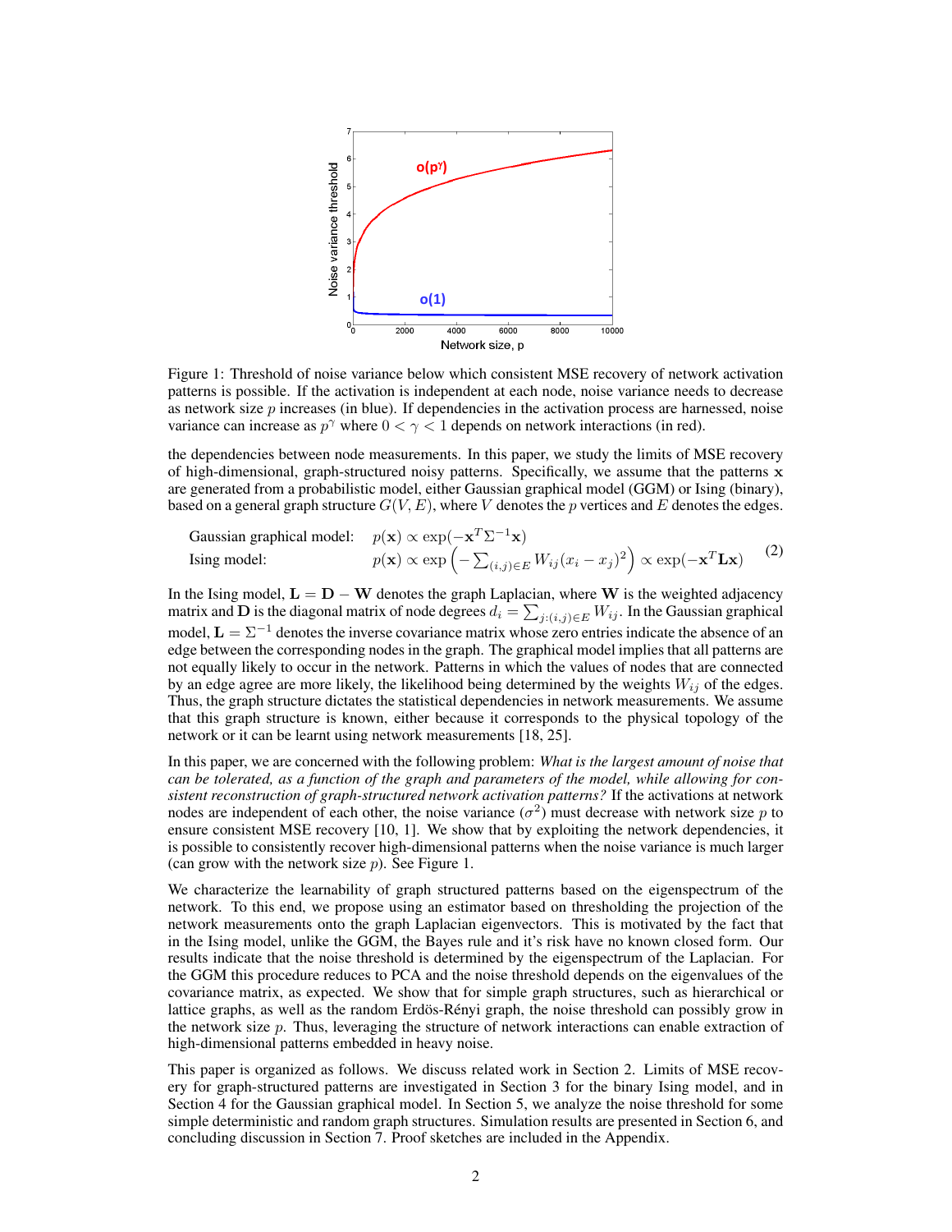Figure 1: Threshold of noise variance below which consistent MSE recovery of network activation patterns is possible. If the activation is independent at each node, noise variance needs to decrease as network size $p$ increases (in blue). If dependencies in the activation process are harnessed, noise variance can increase as $p^\gamma$ where $0 < \gamma < 1$ depends on network interactions (in red).

the dependencies between node measurements. In this paper, we study the limits of MSE recovery of high-dimensional, graph-structured noisy patterns. Specifically, we assume that the patterns $\mathbf{x}$ are generated from a probabilistic model, either Gaussian graphical model (GGM) or Ising (binary), based on a general graph structure $G(V, E)$, where $V$ denotes the $p$ vertices and $E$ denotes the edges.

$$
\begin{array}{ll}
\text{Gaussian graphical model:} & p(\mathbf{x}) \propto \exp(-\mathbf{x}^T \Sigma^{-1} \mathbf{x}) \\
\text{Ising model:} & p(\mathbf{x}) \propto \exp\left(-\sum_{(i,j)\in E} W_{ij}(x_i - x_j)^2\right) \propto \exp(-\mathbf{x}^T \mathbf{L} \mathbf{x})
\end{array}
\tag{2}
$$

In the Ising model, $\mathbf{L} = \mathbf{D} - \mathbf{W}$ denotes the graph Laplacian, where $\mathbf{W}$ is the weighted adjacency matrix and $\mathbf{D}$ is the diagonal matrix of node degrees $d_i = \sum_{j:(i,j)\in E} W_{ij}$. In the Gaussian graphical model, $\mathbf{L} = \Sigma^{-1}$ denotes the inverse covariance matrix whose zero entries indicate the absence of an edge between the corresponding nodes in the graph. The graphical model implies that all patterns are not equally likely to occur in the network. Patterns in which the values of nodes that are connected by an edge agree are more likely, the likelihood being determined by the weights $W_{ij}$ of the edges. Thus, the graph structure dictates the statistical dependencies in network measurements. We assume that this graph structure is known, either because it corresponds to the physical topology of the network or it can be learnt using network measurements [18, 25].

In this paper, we are concerned with the following problem: *What is the largest amount of noise that can be tolerated, as a function of the graph and parameters of the model, while allowing for consistent reconstruction of graph-structured network activation patterns?* If the activations at network nodes are independent of each other, the noise variance ($\sigma^2$) must decrease with network size $p$ to ensure consistent MSE recovery [10, 1]. We show that by exploiting the network dependencies, it is possible to consistently recover high-dimensional patterns when the noise variance is much larger (can grow with the network size $p$). See Figure 1.

We characterize the learnability of graph structured patterns based on the eigenspectrum of the network. To this end, we propose using an estimator based on thresholding the projection of the network measurements onto the graph Laplacian eigenvectors. This is motivated by the fact that in the Ising model, unlike the GGM, the Bayes rule and it's risk have no known closed form. Our results indicate that the noise threshold is determined by the eigenspectrum of the Laplacian. For the GGM this procedure reduces to PCA and the noise threshold depends on the eigenvalues of the covariance matrix, as expected. We show that for simple graph structures, such as hierarchical or lattice graphs, as well as the random Erdös-Rényi graph, the noise threshold can possibly grow in the network size $p$. Thus, leveraging the structure of network interactions can enable extraction of high-dimensional patterns embedded in heavy noise.

This paper is organized as follows. We discuss related work in Section 2. Limits of MSE recovery for graph-structured patterns are investigated in Section 3 for the binary Ising model, and in Section 4 for the Gaussian graphical model. In Section 5, we analyze the noise threshold for some simple deterministic and random graph structures. Simulation results are presented in Section 6, and concluding discussion in Section 7. Proof sketches are included in the Appendix.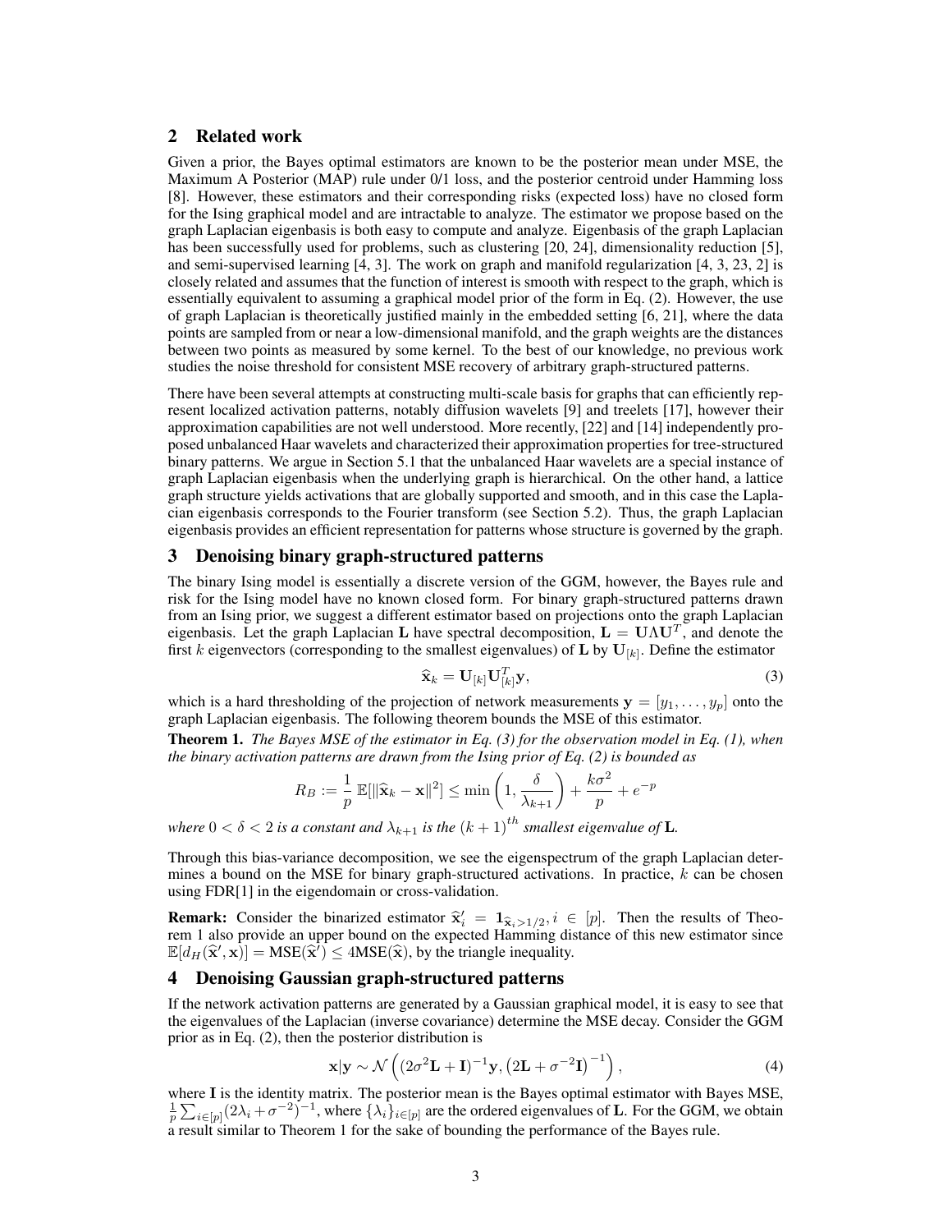## 2 Related work

Given a prior, the Bayes optimal estimators are known to be the posterior mean under MSE, the Maximum A Posterior (MAP) rule under 0/1 loss, and the posterior centroid under Hamming loss [8]. However, these estimators and their corresponding risks (expected loss) have no closed form for the Ising graphical model and are intractable to analyze. The estimator we propose based on the graph Laplacian eigenbasis is both easy to compute and analyze. Eigenbasis of the graph Laplacian has been successfully used for problems, such as clustering [20, 24], dimensionality reduction [5], and semi-supervised learning [4, 3]. The work on graph and manifold regularization [4, 3, 23, 2] is closely related and assumes that the function of interest is smooth with respect to the graph, which is essentially equivalent to assuming a graphical model prior of the form in Eq. (2). However, the use of graph Laplacian is theoretically justified mainly in the embedded setting [6, 21], where the data points are sampled from or near a low-dimensional manifold, and the graph weights are the distances between two points as measured by some kernel. To the best of our knowledge, no previous work studies the noise threshold for consistent MSE recovery of arbitrary graph-structured patterns.

There have been several attempts at constructing multi-scale basis for graphs that can efficiently represent localized activation patterns, notably diffusion wavelets [9] and treelets [17], however their approximation capabilities are not well understood. More recently, [22] and [14] independently proposed unbalanced Haar wavelets and characterized their approximation properties for tree-structured binary patterns. We argue in Section 5.1 that the unbalanced Haar wavelets are a special instance of graph Laplacian eigenbasis when the underlying graph is hierarchical. On the other hand, a lattice graph structure yields activations that are globally supported and smooth, and in this case the Laplacian eigenbasis corresponds to the Fourier transform (see Section 5.2). Thus, the graph Laplacian eigenbasis provides an efficient representation for patterns whose structure is governed by the graph.

## 3 Denoising binary graph-structured patterns

The binary Ising model is essentially a discrete version of the GGM, however, the Bayes rule and risk for the Ising model have no known closed form. For binary graph-structured patterns drawn from an Ising prior, we suggest a different estimator based on projections onto the graph Laplacian eigenbasis. Let the graph Laplacian $\mathbf{L}$ have spectral decomposition, $\mathbf{L} = \mathbf{U}\Lambda\mathbf{U}^T$, and denote the first $k$ eigenvectors (corresponding to the smallest eigenvalues) of $\mathbf{L}$ by $\mathbf{U}_{[k]}$. Define the estimator

$$\widehat{\mathbf{x}}_k = \mathbf{U}_{[k]}\mathbf{U}_{[k]}^T\mathbf{y}, \tag{3}$$

which is a hard thresholding of the projection of network measurements $\mathbf{y} = [y_1, \ldots, y_p]$ onto the graph Laplacian eigenbasis. The following theorem bounds the MSE of this estimator.

**Theorem 1.** *The Bayes MSE of the estimator in Eq. (3) for the observation model in Eq. (1), when the binary activation patterns are drawn from the Ising prior of Eq. (2) is bounded as*

$$R_B := \frac{1}{p}\,\mathbb{E}[\|\widehat{\mathbf{x}}_k - \mathbf{x}\|^2] \leq \min\left(1, \frac{\delta}{\lambda_{k+1}}\right) + \frac{k\sigma^2}{p} + e^{-p}$$

*where $0 < \delta < 2$ is a constant and $\lambda_{k+1}$ is the $(k+1)^{th}$ smallest eigenvalue of $\mathbf{L}$.*

Through this bias-variance decomposition, we see the eigenspectrum of the graph Laplacian determines a bound on the MSE for binary graph-structured activations. In practice, $k$ can be chosen using FDR[1] in the eigendomain or cross-validation.

**Remark:** Consider the binarized estimator $\widehat{\mathbf{x}}'_i = \mathbf{1}_{\widehat{\mathbf{x}}_i > 1/2}, i \in [p]$. Then the results of Theorem 1 also provide an upper bound on the expected Hamming distance of this new estimator since $\mathbb{E}[d_H(\widehat{\mathbf{x}}', \mathbf{x})] = \text{MSE}(\widehat{\mathbf{x}}') \leq 4\text{MSE}(\widehat{\mathbf{x}})$, by the triangle inequality.

## 4 Denoising Gaussian graph-structured patterns

If the network activation patterns are generated by a Gaussian graphical model, it is easy to see that the eigenvalues of the Laplacian (inverse covariance) determine the MSE decay. Consider the GGM prior as in Eq. (2), then the posterior distribution is

$$\mathbf{x}|\mathbf{y} \sim \mathcal{N}\left((2\sigma^2\mathbf{L} + \mathbf{I})^{-1}\mathbf{y}, \left(2\mathbf{L} + \sigma^{-2}\mathbf{I}\right)^{-1}\right), \tag{4}$$

where $\mathbf{I}$ is the identity matrix. The posterior mean is the Bayes optimal estimator with Bayes MSE, $\frac{1}{p}\sum_{i\in[p]}(2\lambda_i + \sigma^{-2})^{-1}$, where $\{\lambda_i\}_{i\in[p]}$ are the ordered eigenvalues of $\mathbf{L}$. For the GGM, we obtain a result similar to Theorem 1 for the sake of bounding the performance of the Bayes rule.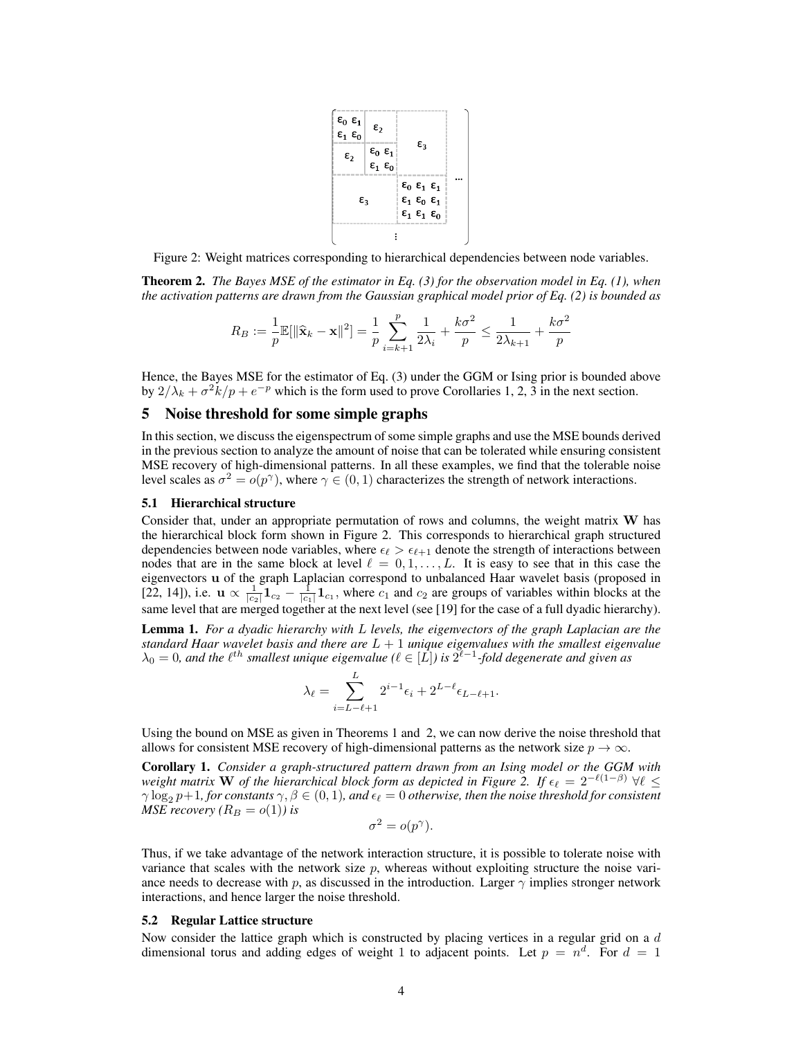Figure 2: Weight matrices corresponding to hierarchical dependencies between node variables.

**Theorem 2.** *The Bayes MSE of the estimator in Eq. (3) for the observation model in Eq. (1), when the activation patterns are drawn from the Gaussian graphical model prior of Eq. (2) is bounded as*

$$R_B := \frac{1}{p}\mathbb{E}[\|\widehat{\mathbf{x}}_k - \mathbf{x}\|^2] = \frac{1}{p}\sum_{i=k+1}^{p} \frac{1}{2\lambda_i} + \frac{k\sigma^2}{p} \leq \frac{1}{2\lambda_{k+1}} + \frac{k\sigma^2}{p}$$

Hence, the Bayes MSE for the estimator of Eq. (3) under the GGM or Ising prior is bounded above by $2/\lambda_k + \sigma^2 k/p + e^{-p}$ which is the form used to prove Corollaries 1, 2, 3 in the next section.

## 5 Noise threshold for some simple graphs

In this section, we discuss the eigenspectrum of some simple graphs and use the MSE bounds derived in the previous section to analyze the amount of noise that can be tolerated while ensuring consistent MSE recovery of high-dimensional patterns. In all these examples, we find that the tolerable noise level scales as $\sigma^2 = o(p^\gamma)$, where $\gamma \in (0, 1)$ characterizes the strength of network interactions.

### 5.1 Hierarchical structure

Consider that, under an appropriate permutation of rows and columns, the weight matrix $\mathbf{W}$ has the hierarchical block form shown in Figure 2. This corresponds to hierarchical graph structured dependencies between node variables, where $\epsilon_\ell > \epsilon_{\ell+1}$ denote the strength of interactions between nodes that are in the same block at level $\ell = 0, 1, \ldots, L$. It is easy to see that in this case the eigenvectors $\mathbf{u}$ of the graph Laplacian correspond to unbalanced Haar wavelet basis (proposed in [22, 14]), i.e. $\mathbf{u} \propto \frac{1}{|c_2|}\mathbf{1}_{c_2} - \frac{1}{|c_1|}\mathbf{1}_{c_1}$, where $c_1$ and $c_2$ are groups of variables within blocks at the same level that are merged together at the next level (see [19] for the case of a full dyadic hierarchy).

**Lemma 1.** *For a dyadic hierarchy with $L$ levels, the eigenvectors of the graph Laplacian are the standard Haar wavelet basis and there are $L+1$ unique eigenvalues with the smallest eigenvalue $\lambda_0 = 0$, and the $\ell^{th}$ smallest unique eigenvalue ($\ell \in [L]$) is $2^{\ell-1}$-fold degenerate and given as*

$$\lambda_\ell = \sum_{i=L-\ell+1}^{L} 2^{i-1}\epsilon_i + 2^{L-\ell}\epsilon_{L-\ell+1}.$$

Using the bound on MSE as given in Theorems 1 and 2, we can now derive the noise threshold that allows for consistent MSE recovery of high-dimensional patterns as the network size $p \to \infty$.

**Corollary 1.** *Consider a graph-structured pattern drawn from an Ising model or the GGM with weight matrix $\mathbf{W}$ of the hierarchical block form as depicted in Figure 2. If $\epsilon_\ell = 2^{-\ell(1-\beta)}$ $\forall \ell \leq \gamma \log_2 p + 1$, for constants $\gamma, \beta \in (0, 1)$, and $\epsilon_\ell = 0$ otherwise, then the noise threshold for consistent MSE recovery ($R_B = o(1)$) is*

$$\sigma^2 = o(p^\gamma).$$

Thus, if we take advantage of the network interaction structure, it is possible to tolerate noise with variance that scales with the network size $p$, whereas without exploiting structure the noise variance needs to decrease with $p$, as discussed in the introduction. Larger $\gamma$ implies stronger network interactions, and hence larger the noise threshold.

### 5.2 Regular Lattice structure

Now consider the lattice graph which is constructed by placing vertices in a regular grid on a $d$ dimensional torus and adding edges of weight 1 to adjacent points. Let $p = n^d$. For $d = 1$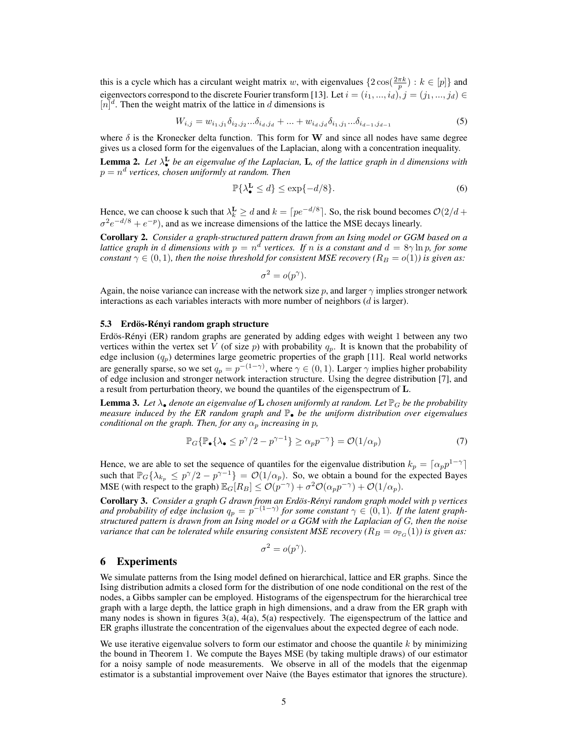this is a cycle which has a circulant weight matrix $w$, with eigenvalues $\{2\cos(\frac{2\pi k}{p}) : k \in [p]\}$ and eigenvectors correspond to the discrete Fourier transform [13]. Let $i = (i_1, ..., i_d), j = (j_1, ..., j_d) \in [n]^d$. Then the weight matrix of the lattice in $d$ dimensions is

$$W_{i,j} = w_{i_1,j_1}\delta_{i_2,j_2}...\delta_{i_d,j_d} + ... + w_{i_d,j_d}\delta_{i_1,j_1}...\delta_{i_{d-1},j_{d-1}} \tag{5}$$

where $\delta$ is the Kronecker delta function. This form for $\mathbf{W}$ and since all nodes have same degree gives us a closed form for the eigenvalues of the Laplacian, along with a concentration inequality.

**Lemma 2.** *Let $\lambda^{\mathbf{L}}_{\bullet}$ be an eigenvalue of the Laplacian, $\mathbf{L}$, of the lattice graph in $d$ dimensions with $p = n^d$ vertices, chosen uniformly at random. Then*

$$\mathbb{P}\{\lambda^{\mathbf{L}}_{\bullet} \leq d\} \leq \exp\{-d/8\}. \tag{6}$$

Hence, we can choose k such that $\lambda^{\mathbf{L}}_k \geq d$ and $k = \lceil pe^{-d/8} \rceil$. So, the risk bound becomes $\mathcal{O}(2/d + \sigma^2 e^{-d/8} + e^{-p})$, and as we increase dimensions of the lattice the MSE decays linearly.

**Corollary 2.** *Consider a graph-structured pattern drawn from an Ising model or GGM based on a lattice graph in $d$ dimensions with $p = n^d$ vertices. If $n$ is a constant and $d = 8\gamma \ln p$, for some constant $\gamma \in (0, 1)$, then the noise threshold for consistent MSE recovery ($R_B = o(1)$) is given as:*

$$\sigma^2 = o(p^{\gamma}).$$

Again, the noise variance can increase with the network size $p$, and larger $\gamma$ implies stronger network interactions as each variables interacts with more number of neighbors ($d$ is larger).

### 5.3 Erdös-Rényi random graph structure

Erdös-Rényi (ER) random graphs are generated by adding edges with weight 1 between any two vertices within the vertex set $V$ (of size $p$) with probability $q_p$. It is known that the probability of edge inclusion ($q_p$) determines large geometric properties of the graph [11]. Real world networks are generally sparse, so we set $q_p = p^{-(1-\gamma)}$, where $\gamma \in (0, 1)$. Larger $\gamma$ implies higher probability of edge inclusion and stronger network interaction structure. Using the degree distribution [7], and a result from perturbation theory, we bound the quantiles of the eigenspectrum of $\mathbf{L}$.

**Lemma 3.** *Let $\lambda_{\bullet}$ denote an eigenvalue of $\mathbf{L}$ chosen uniformly at random. Let $\mathbb{P}_G$ be the probability measure induced by the ER random graph and $\mathbb{P}_{\bullet}$ be the uniform distribution over eigenvalues conditional on the graph. Then, for any $\alpha_p$ increasing in $p$,*

$$\mathbb{P}_G\{\mathbb{P}_{\bullet}\{\lambda_{\bullet} \leq p^{\gamma}/2 - p^{\gamma-1}\} \geq \alpha_p p^{-\gamma}\} = \mathcal{O}(1/\alpha_p) \tag{7}$$

Hence, we are able to set the sequence of quantiles for the eigenvalue distribution $k_p = \lceil \alpha_p p^{1-\gamma} \rceil$ such that $\mathbb{P}_G\{\lambda_{k_p} \leq p^{\gamma}/2 - p^{\gamma-1}\} = \mathcal{O}(1/\alpha_p)$. So, we obtain a bound for the expected Bayes MSE (with respect to the graph) $\mathbb{E}_G[R_B] \leq \mathcal{O}(p^{-\gamma}) + \sigma^2\mathcal{O}(\alpha_p p^{-\gamma}) + \mathcal{O}(1/\alpha_p)$.

**Corollary 3.** *Consider a graph $G$ drawn from an Erdös-Rényi random graph model with $p$ vertices and probability of edge inclusion $q_p = p^{-(1-\gamma)}$ for some constant $\gamma \in (0, 1)$. If the latent graph-structured pattern is drawn from an Ising model or a GGM with the Laplacian of $G$, then the noise variance that can be tolerated while ensuring consistent MSE recovery ($R_B = o_{\mathbb{P}_G}(1)$) is given as:*

$$\sigma^2 = o(p^{\gamma}).$$

## 6 Experiments

We simulate patterns from the Ising model defined on hierarchical, lattice and ER graphs. Since the Ising distribution admits a closed form for the distribution of one node conditional on the rest of the nodes, a Gibbs sampler can be employed. Histograms of the eigenspectrum for the hierarchical tree graph with a large depth, the lattice graph in high dimensions, and a draw from the ER graph with many nodes is shown in figures 3(a), 4(a), 5(a) respectively. The eigenspectrum of the lattice and ER graphs illustrate the concentration of the eigenvalues about the expected degree of each node.

We use iterative eigenvalue solvers to form our estimator and choose the quantile $k$ by minimizing the bound in Theorem 1. We compute the Bayes MSE (by taking multiple draws) of our estimator for a noisy sample of node measurements. We observe in all of the models that the eigenmap estimator is a substantial improvement over Naive (the Bayes estimator that ignores the structure).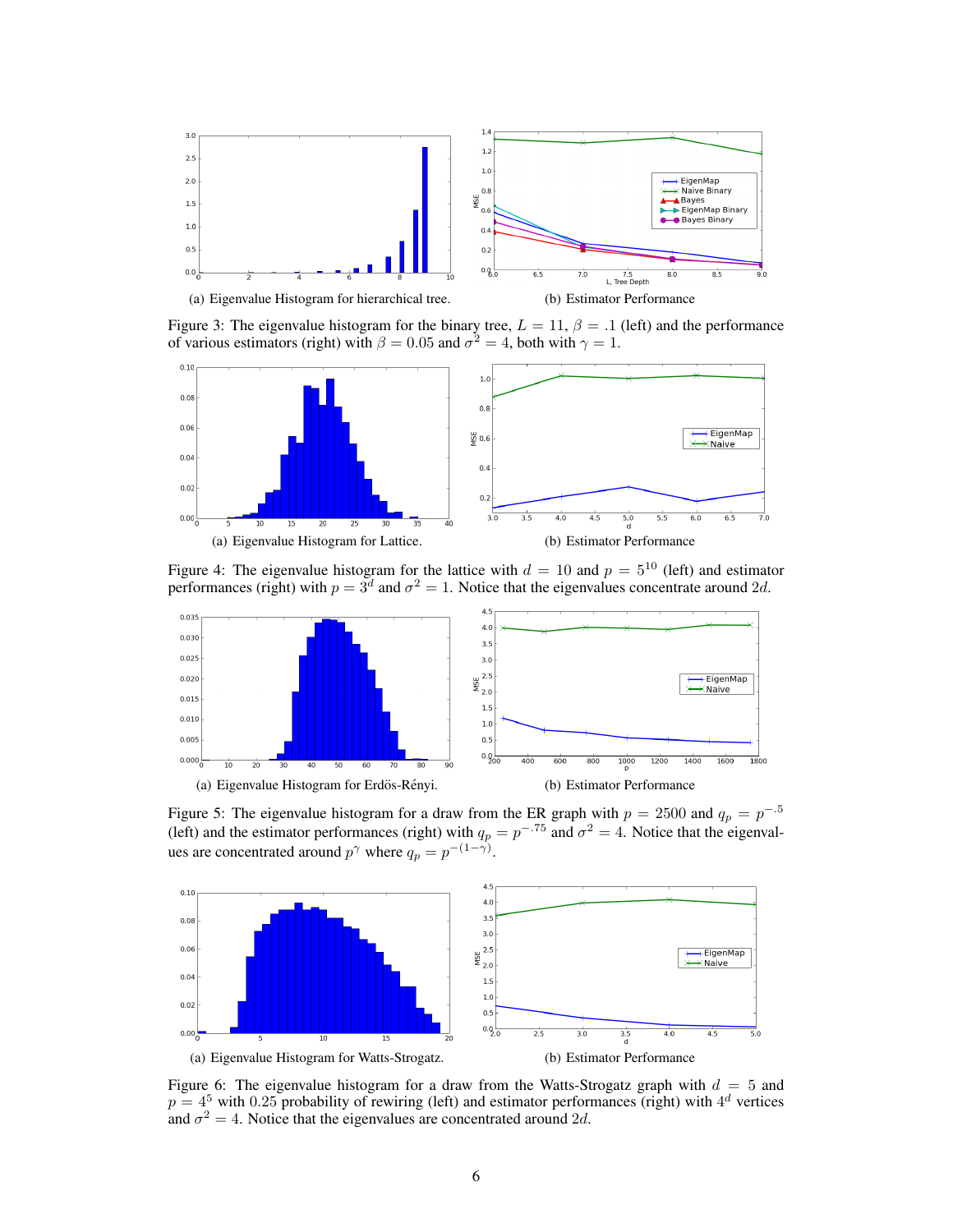(a) Eigenvalue Histogram for hierarchical tree.

(b) Estimator Performance

Figure 3: The eigenvalue histogram for the binary tree, $L = 11$, $\beta = .1$ (left) and the performance of various estimators (right) with $\beta = 0.05$ and $\sigma^2 = 4$, both with $\gamma = 1$.

(a) Eigenvalue Histogram for Lattice.

(b) Estimator Performance

Figure 4: The eigenvalue histogram for the lattice with $d = 10$ and $p = 5^{10}$ (left) and estimator performances (right) with $p = 3^d$ and $\sigma^2 = 1$. Notice that the eigenvalues concentrate around $2d$.

(a) Eigenvalue Histogram for Erdös-Rényi.

(b) Estimator Performance

Figure 5: The eigenvalue histogram for a draw from the ER graph with $p = 2500$ and $q_p = p^{-.5}$ (left) and the estimator performances (right) with $q_p = p^{-.75}$ and $\sigma^2 = 4$. Notice that the eigenvalues are concentrated around $p^\gamma$ where $q_p = p^{-(1-\gamma)}$.

(a) Eigenvalue Histogram for Watts-Strogatz.

(b) Estimator Performance

Figure 6: The eigenvalue histogram for a draw from the Watts-Strogatz graph with $d = 5$ and $p = 4^5$ with 0.25 probability of rewiring (left) and estimator performances (right) with $4^d$ vertices and $\sigma^2 = 4$. Notice that the eigenvalues are concentrated around $2d$.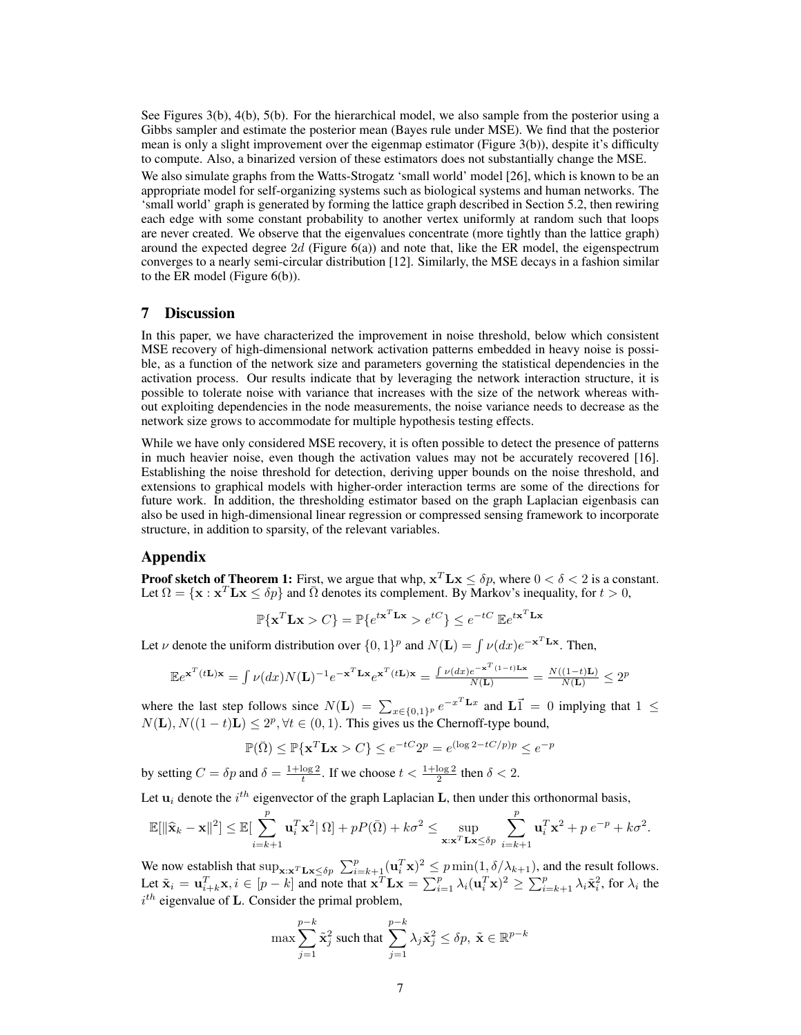See Figures 3(b), 4(b), 5(b). For the hierarchical model, we also sample from the posterior using a Gibbs sampler and estimate the posterior mean (Bayes rule under MSE). We find that the posterior mean is only a slight improvement over the eigenmap estimator (Figure 3(b)), despite it's difficulty to compute. Also, a binarized version of these estimators does not substantially change the MSE.

We also simulate graphs from the Watts-Strogatz 'small world' model [26], which is known to be an appropriate model for self-organizing systems such as biological systems and human networks. The 'small world' graph is generated by forming the lattice graph described in Section 5.2, then rewiring each edge with some constant probability to another vertex uniformly at random such that loops are never created. We observe that the eigenvalues concentrate (more tightly than the lattice graph) around the expected degree $2d$ (Figure 6(a)) and note that, like the ER model, the eigenspectrum converges to a nearly semi-circular distribution [12]. Similarly, the MSE decays in a fashion similar to the ER model (Figure 6(b)).

## 7 Discussion

In this paper, we have characterized the improvement in noise threshold, below which consistent MSE recovery of high-dimensional network activation patterns embedded in heavy noise is possible, as a function of the network size and parameters governing the statistical dependencies in the activation process. Our results indicate that by leveraging the network interaction structure, it is possible to tolerate noise with variance that increases with the size of the network whereas without exploiting dependencies in the node measurements, the noise variance needs to decrease as the network size grows to accommodate for multiple hypothesis testing effects.

While we have only considered MSE recovery, it is often possible to detect the presence of patterns in much heavier noise, even though the activation values may not be accurately recovered [16]. Establishing the noise threshold for detection, deriving upper bounds on the noise threshold, and extensions to graphical models with higher-order interaction terms are some of the directions for future work. In addition, the thresholding estimator based on the graph Laplacian eigenbasis can also be used in high-dimensional linear regression or compressed sensing framework to incorporate structure, in addition to sparsity, of the relevant variables.

## Appendix

**Proof sketch of Theorem 1:** First, we argue that whp, $\mathbf{x}^T\mathbf{L}\mathbf{x} \leq \delta p$, where $0 < \delta < 2$ is a constant. Let $\Omega = \{\mathbf{x} : \mathbf{x}^T\mathbf{L}\mathbf{x} \leq \delta p\}$ and $\bar{\Omega}$ denotes its complement. By Markov's inequality, for $t > 0$,

$$\mathbb{P}\{\mathbf{x}^T\mathbf{L}\mathbf{x} > C\} = \mathbb{P}\{e^{t\mathbf{x}^T\mathbf{L}\mathbf{x}} > e^{tC}\} \leq e^{-tC}\,\mathbb{E}e^{t\mathbf{x}^T\mathbf{L}\mathbf{x}}$$

Let $\nu$ denote the uniform distribution over $\{0,1\}^p$ and $N(\mathbf{L}) = \int \nu(dx)e^{-\mathbf{x}^T\mathbf{L}\mathbf{x}}$. Then,

$$\mathbb{E}e^{\mathbf{x}^T(t\mathbf{L})\mathbf{x}} = \int \nu(dx)N(\mathbf{L})^{-1}e^{-\mathbf{x}^T\mathbf{L}\mathbf{x}}e^{\mathbf{x}^T(t\mathbf{L})\mathbf{x}} = \frac{\int \nu(dx)e^{-\mathbf{x}^T(1-t)\mathbf{L}\mathbf{x}}}{N(\mathbf{L})} = \frac{N((1-t)\mathbf{L})}{N(\mathbf{L})} \leq 2^p$$

where the last step follows since $N(\mathbf{L}) = \sum_{x\in\{0,1\}^p} e^{-x^T\mathbf{L}x}$ and $\mathbf{L}\vec{1} = 0$ implying that $1 \leq N(\mathbf{L}), N((1-t)\mathbf{L}) \leq 2^p, \forall t \in (0,1)$. This gives us the Chernoff-type bound,

$$\mathbb{P}(\bar{\Omega}) \leq \mathbb{P}\{\mathbf{x}^T\mathbf{L}\mathbf{x} > C\} \leq e^{-tC}2^p = e^{(\log 2 - tC/p)p} \leq e^{-p}$$

by setting $C = \delta p$ and $\delta = \frac{1+\log 2}{t}$. If we choose $t < \frac{1+\log 2}{2}$ then $\delta < 2$.

Let $\mathbf{u}_i$ denote the $i^{th}$ eigenvector of the graph Laplacian $\mathbf{L}$, then under this orthonormal basis,

$$\mathbb{E}[\|\widehat{\mathbf{x}}_k - \mathbf{x}\|^2] \leq \mathbb{E}[\sum_{i=k+1}^{p} \mathbf{u}_i^T\mathbf{x}^2 |\, \Omega] + pP(\bar{\Omega}) + k\sigma^2 \leq \sup_{\mathbf{x}:\mathbf{x}^T\mathbf{L}\mathbf{x}\leq\delta p} \sum_{i=k+1}^{p} \mathbf{u}_i^T\mathbf{x}^2 + p\,e^{-p} + k\sigma^2.$$

We now establish that $\sup_{\mathbf{x}:\mathbf{x}^T\mathbf{L}\mathbf{x}\leq\delta p} \sum_{i=k+1}^{p}(\mathbf{u}_i^T\mathbf{x})^2 \leq p\min(1, \delta/\lambda_{k+1})$, and the result follows. Let $\tilde{\mathbf{x}}_i = \mathbf{u}_{i+k}^T\mathbf{x}, i \in [p-k]$ and note that $\mathbf{x}^T\mathbf{L}\mathbf{x} = \sum_{i=1}^{p}\lambda_i(\mathbf{u}_i^T\mathbf{x})^2 \geq \sum_{i=k+1}^{p}\lambda_i\tilde{\mathbf{x}}_i^2$, for $\lambda_i$ the $i^{th}$ eigenvalue of $\mathbf{L}$. Consider the primal problem,

$$\max \sum_{j=1}^{p-k}\tilde{\mathbf{x}}_j^2 \text{ such that } \sum_{j=1}^{p-k}\lambda_j\tilde{\mathbf{x}}_j^2 \leq \delta p,\ \tilde{\mathbf{x}} \in \mathbb{R}^{p-k}$$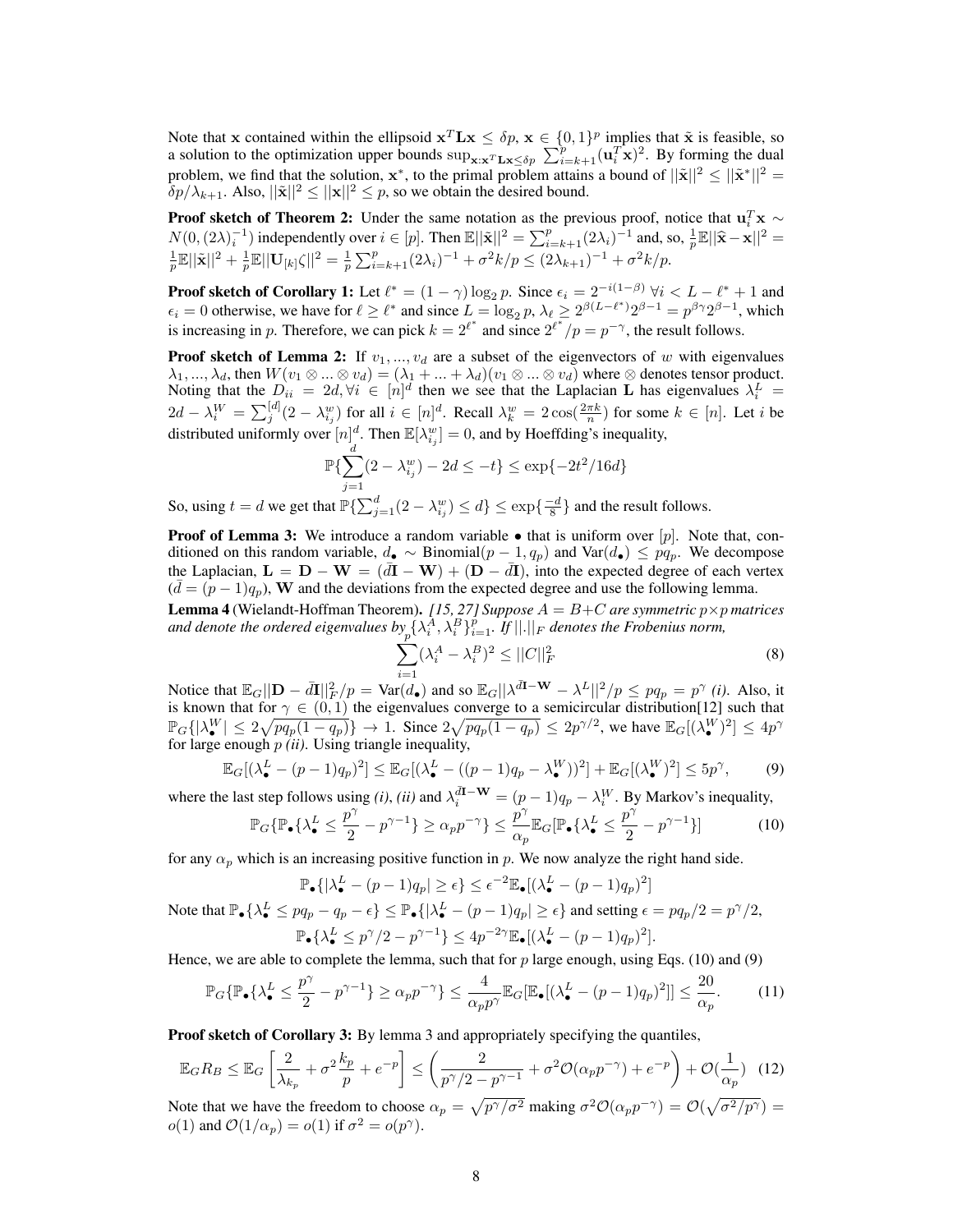Note that $\mathbf{x}$ contained within the ellipsoid $\mathbf{x}^T\mathbf{L}\mathbf{x} \leq \delta p$, $\mathbf{x} \in \{0,1\}^p$ implies that $\tilde{\mathbf{x}}$ is feasible, so a solution to the optimization upper bounds $\sup_{\mathbf{x}:\mathbf{x}^T\mathbf{L}\mathbf{x}\leq\delta p} \sum_{i=k+1}^p (\mathbf{u}_i^T\mathbf{x})^2$. By forming the dual problem, we find that the solution, $\mathbf{x}^*$, to the primal problem attains a bound of $||\tilde{\mathbf{x}}||^2 \leq ||\tilde{\mathbf{x}}^*||^2 = \delta p/\lambda_{k+1}$. Also, $||\tilde{\mathbf{x}}||^2 \leq ||\mathbf{x}||^2 \leq p$, so we obtain the desired bound.

**Proof sketch of Theorem 2:** Under the same notation as the previous proof, notice that $\mathbf{u}_i^T\mathbf{x} \sim N(0, (2\lambda)_i^{-1})$ independently over $i \in [p]$. Then $\mathbb{E}||\tilde{\mathbf{x}}||^2 = \sum_{i=k+1}^p (2\lambda_i)^{-1}$ and, so, $\frac{1}{p}\mathbb{E}||\hat{\mathbf{x}} - \mathbf{x}||^2 = \frac{1}{p}\mathbb{E}||\tilde{\mathbf{x}}||^2 + \frac{1}{p}\mathbb{E}||\mathbf{U}_{[k]}\zeta||^2 = \frac{1}{p}\sum_{i=k+1}^p (2\lambda_i)^{-1} + \sigma^2 k/p \leq (2\lambda_{k+1})^{-1} + \sigma^2 k/p$.

**Proof sketch of Corollary 1:** Let $\ell^* = (1-\gamma)\log_2 p$. Since $\epsilon_i = 2^{-i(1-\beta)}$ $\forall i < L - \ell^* + 1$ and $\epsilon_i = 0$ otherwise, we have for $\ell \geq \ell^*$ and since $L = \log_2 p$, $\lambda_\ell \geq 2^{\beta(L-\ell^*)}2^{\beta-1} = p^{\beta\gamma}2^{\beta-1}$, which is increasing in $p$. Therefore, we can pick $k = 2^{\ell^*}$ and since $2^{\ell^*}/p = p^{-\gamma}$, the result follows.

**Proof sketch of Lemma 2:** If $v_1, ..., v_d$ are a subset of the eigenvectors of $w$ with eigenvalues $\lambda_1, ..., \lambda_d$, then $W(v_1 \otimes ... \otimes v_d) = (\lambda_1 + ... + \lambda_d)(v_1 \otimes ... \otimes v_d)$ where $\otimes$ denotes tensor product. Noting that the $D_{ii} = 2d, \forall i \in [n]^d$ then we see that the Laplacian $\mathbf{L}$ has eigenvalues $\lambda_i^L = 2d - \lambda_i^W = \sum_j^{[d]}(2 - \lambda_{i_j}^w)$ for all $i \in [n]^d$. Recall $\lambda_k^w = 2\cos(\frac{2\pi k}{n})$ for some $k \in [n]$. Let $i$ be distributed uniformly over $[n]^d$. Then $\mathbb{E}[\lambda_{i_j}^w] = 0$, and by Hoeffding's inequality,

$$\mathbb{P}\{\sum_{j=1}^d (2 - \lambda_{i_j}^w) - 2d \leq -t\} \leq \exp\{-2t^2/16d\}$$

So, using $t = d$ we get that $\mathbb{P}\{\sum_{j=1}^d (2 - \lambda_{i_j}^w) \leq d\} \leq \exp\{\frac{-d}{8}\}$ and the result follows.

**Proof of Lemma 3:** We introduce a random variable $\bullet$ that is uniform over $[p]$. Note that, conditioned on this random variable, $d_\bullet \sim \text{Binomial}(p-1, q_p)$ and $\text{Var}(d_\bullet) \leq pq_p$. We decompose the Laplacian, $\mathbf{L} = \mathbf{D} - \mathbf{W} = (\bar{d}\mathbf{I} - \mathbf{W}) + (\mathbf{D} - \bar{d}\mathbf{I})$, into the expected degree of each vertex ($\bar{d} = (p-1)q_p$), $\mathbf{W}$ and the deviations from the expected degree and use the following lemma.

**Lemma 4** (Wielandt-Hoffman Theorem). *[15, 27] Suppose $A = B + C$ are symmetric $p \times p$ matrices and denote the ordered eigenvalues by $\{\lambda_i^A, \lambda_i^B\}_{i=1}^p$. If $||.||_F$ denotes the Frobenius norm,*

$$\sum_{i=1}^p (\lambda_i^A - \lambda_i^B)^2 \leq ||C||_F^2 \tag{8}$$

Notice that $\mathbb{E}_G||\mathbf{D} - \bar{d}\mathbf{I}||_F^2/p = \text{Var}(d_\bullet)$ and so $\mathbb{E}_G||\lambda^{\bar{d}\mathbf{I}-\mathbf{W}} - \lambda^L||^2/p \leq pq_p = p^\gamma$ *(i)*. Also, it is known that for $\gamma \in (0,1)$ the eigenvalues converge to a semicircular distribution[12] such that $\mathbb{P}_G\{|\lambda_\bullet^W| \leq 2\sqrt{pq_p(1-q_p)}\} \to 1$. Since $2\sqrt{pq_p(1-q_p)} \leq 2p^{\gamma/2}$, we have $\mathbb{E}_G[(\lambda_\bullet^W)^2] \leq 4p^\gamma$ for large enough $p$ *(ii)*. Using triangle inequality,

$$\mathbb{E}_G[(\lambda_\bullet^L - (p-1)q_p)^2] \leq \mathbb{E}_G[(\lambda_\bullet^L - ((p-1)q_p - \lambda_\bullet^W))^2] + \mathbb{E}_G[(\lambda_\bullet^W)^2] \leq 5p^\gamma, \tag{9}$$

where the last step follows using *(i)*, *(ii)* and $\lambda_i^{\bar{d}\mathbf{I}-\mathbf{W}} = (p-1)q_p - \lambda_i^W$. By Markov's inequality,

$$\mathbb{P}_G\{\mathbb{P}_\bullet\{\lambda_\bullet^L \leq \frac{p^\gamma}{2} - p^{\gamma-1}\} \geq \alpha_p p^{-\gamma}\} \leq \frac{p^\gamma}{\alpha_p}\mathbb{E}_G[\mathbb{P}_\bullet\{\lambda_\bullet^L \leq \frac{p^\gamma}{2} - p^{\gamma-1}\}] \tag{10}$$

for any $\alpha_p$ which is an increasing positive function in $p$. We now analyze the right hand side.

$$\mathbb{P}_\bullet\{|\lambda_\bullet^L - (p-1)q_p| \geq \epsilon\} \leq \epsilon^{-2}\mathbb{E}_\bullet[(\lambda_\bullet^L - (p-1)q_p)^2]$$

Note that $\mathbb{P}_\bullet\{\lambda_\bullet^L \leq pq_p - q_p - \epsilon\} \leq \mathbb{P}_\bullet\{|\lambda_\bullet^L - (p-1)q_p| \geq \epsilon\}$ and setting $\epsilon = pq_p/2 = p^\gamma/2$,

$$\mathbb{P}_\bullet\{\lambda_\bullet^L \leq p^\gamma/2 - p^{\gamma-1}\} \leq 4p^{-2\gamma}\mathbb{E}_\bullet[(\lambda_\bullet^L - (p-1)q_p)^2].$$

Hence, we are able to complete the lemma, such that for $p$ large enough, using Eqs. (10) and (9)

$$\mathbb{P}_G\{\mathbb{P}_\bullet\{\lambda_\bullet^L \leq \frac{p^\gamma}{2} - p^{\gamma-1}\} \geq \alpha_p p^{-\gamma}\} \leq \frac{4}{\alpha_p p^\gamma}\mathbb{E}_G[\mathbb{E}_\bullet[(\lambda_\bullet^L - (p-1)q_p)^2]] \leq \frac{20}{\alpha_p}. \tag{11}$$

**Proof sketch of Corollary 3:** By lemma 3 and appropriately specifying the quantiles,

$$\mathbb{E}_G R_B \leq \mathbb{E}_G\left[\frac{2}{\lambda_{k_p}} + \sigma^2\frac{k_p}{p} + e^{-p}\right] \leq \left(\frac{2}{p^\gamma/2 - p^{\gamma-1}} + \sigma^2\mathcal{O}(\alpha_p p^{-\gamma}) + e^{-p}\right) + \mathcal{O}(\frac{1}{\alpha_p}) \tag{12}$$

Note that we have the freedom to choose $\alpha_p = \sqrt{p^\gamma/\sigma^2}$ making $\sigma^2\mathcal{O}(\alpha_p p^{-\gamma}) = \mathcal{O}(\sqrt{\sigma^2/p^\gamma}) = o(1)$ and $\mathcal{O}(1/\alpha_p) = o(1)$ if $\sigma^2 = o(p^\gamma)$.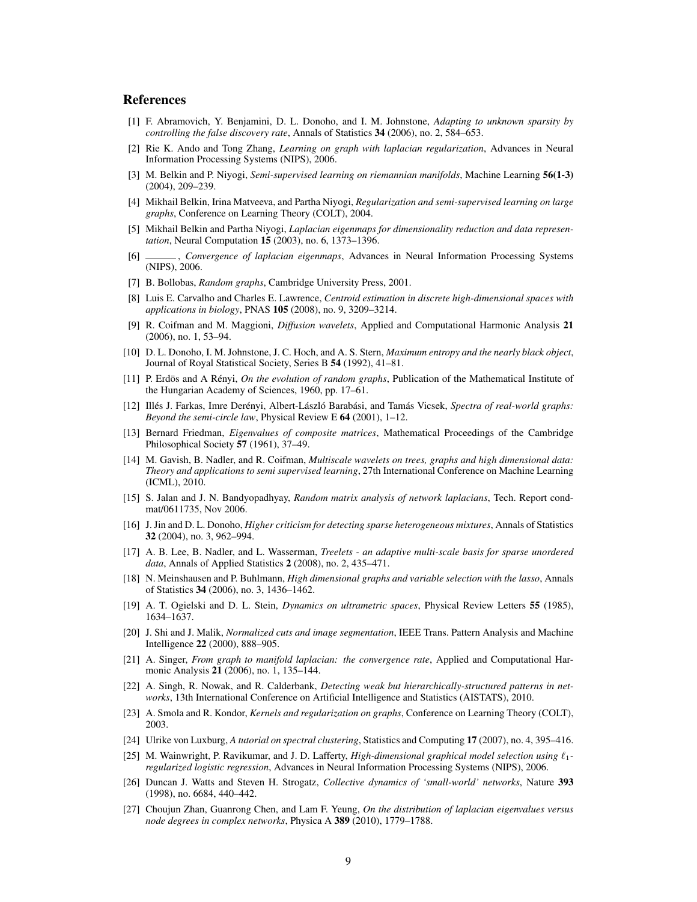## References

[1] F. Abramovich, Y. Benjamini, D. L. Donoho, and I. M. Johnstone, *Adapting to unknown sparsity by controlling the false discovery rate*, Annals of Statistics **34** (2006), no. 2, 584–653.

[2] Rie K. Ando and Tong Zhang, *Learning on graph with laplacian regularization*, Advances in Neural Information Processing Systems (NIPS), 2006.

[3] M. Belkin and P. Niyogi, *Semi-supervised learning on riemannian manifolds*, Machine Learning **56(1-3)** (2004), 209–239.

[4] Mikhail Belkin, Irina Matveeva, and Partha Niyogi, *Regularization and semi-supervised learning on large graphs*, Conference on Learning Theory (COLT), 2004.

[5] Mikhail Belkin and Partha Niyogi, *Laplacian eigenmaps for dimensionality reduction and data representation*, Neural Computation **15** (2003), no. 6, 1373–1396.

[6] ______, *Convergence of laplacian eigenmaps*, Advances in Neural Information Processing Systems (NIPS), 2006.

[7] B. Bollobas, *Random graphs*, Cambridge University Press, 2001.

[8] Luis E. Carvalho and Charles E. Lawrence, *Centroid estimation in discrete high-dimensional spaces with applications in biology*, PNAS **105** (2008), no. 9, 3209–3214.

[9] R. Coifman and M. Maggioni, *Diffusion wavelets*, Applied and Computational Harmonic Analysis **21** (2006), no. 1, 53–94.

[10] D. L. Donoho, I. M. Johnstone, J. C. Hoch, and A. S. Stern, *Maximum entropy and the nearly black object*, Journal of Royal Statistical Society, Series B **54** (1992), 41–81.

[11] P. Erdös and A Rényi, *On the evolution of random graphs*, Publication of the Mathematical Institute of the Hungarian Academy of Sciences, 1960, pp. 17–61.

[12] Illés J. Farkas, Imre Derényi, Albert-László Barabási, and Tamás Vicsek, *Spectra of real-world graphs: Beyond the semi-circle law*, Physical Review E **64** (2001), 1–12.

[13] Bernard Friedman, *Eigenvalues of composite matrices*, Mathematical Proceedings of the Cambridge Philosophical Society **57** (1961), 37–49.

[14] M. Gavish, B. Nadler, and R. Coifman, *Multiscale wavelets on trees, graphs and high dimensional data: Theory and applications to semi supervised learning*, 27th International Conference on Machine Learning (ICML), 2010.

[15] S. Jalan and J. N. Bandyopadhyay, *Random matrix analysis of network laplacians*, Tech. Report cond-mat/0611735, Nov 2006.

[16] J. Jin and D. L. Donoho, *Higher criticism for detecting sparse heterogeneous mixtures*, Annals of Statistics **32** (2004), no. 3, 962–994.

[17] A. B. Lee, B. Nadler, and L. Wasserman, *Treelets - an adaptive multi-scale basis for sparse unordered data*, Annals of Applied Statistics **2** (2008), no. 2, 435–471.

[18] N. Meinshausen and P. Buhlmann, *High dimensional graphs and variable selection with the lasso*, Annals of Statistics **34** (2006), no. 3, 1436–1462.

[19] A. T. Ogielski and D. L. Stein, *Dynamics on ultrametric spaces*, Physical Review Letters **55** (1985), 1634–1637.

[20] J. Shi and J. Malik, *Normalized cuts and image segmentation*, IEEE Trans. Pattern Analysis and Machine Intelligence **22** (2000), 888–905.

[21] A. Singer, *From graph to manifold laplacian: the convergence rate*, Applied and Computational Harmonic Analysis **21** (2006), no. 1, 135–144.

[22] A. Singh, R. Nowak, and R. Calderbank, *Detecting weak but hierarchically-structured patterns in networks*, 13th International Conference on Artificial Intelligence and Statistics (AISTATS), 2010.

[23] A. Smola and R. Kondor, *Kernels and regularization on graphs*, Conference on Learning Theory (COLT), 2003.

[24] Ulrike von Luxburg, *A tutorial on spectral clustering*, Statistics and Computing **17** (2007), no. 4, 395–416.

[25] M. Wainwright, P. Ravikumar, and J. D. Lafferty, *High-dimensional graphical model selection using $\ell_1$-regularized logistic regression*, Advances in Neural Information Processing Systems (NIPS), 2006.

[26] Duncan J. Watts and Steven H. Strogatz, *Collective dynamics of 'small-world' networks*, Nature **393** (1998), no. 6684, 440–442.

[27] Choujun Zhan, Guanrong Chen, and Lam F. Yeung, *On the distribution of laplacian eigenvalues versus node degrees in complex networks*, Physica A **389** (2010), 1779–1788.